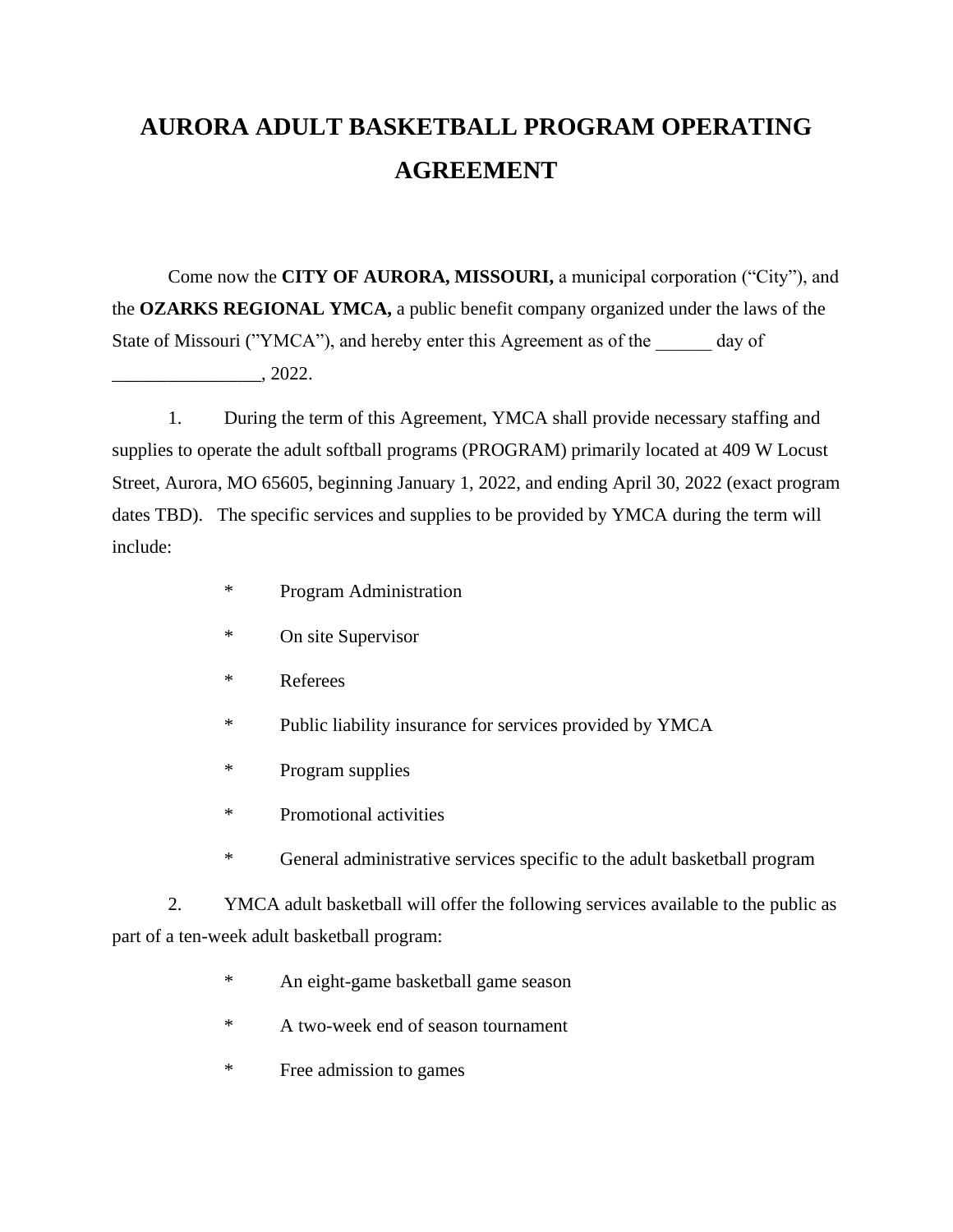# AURORA ADULT BASKETBALL PROGRAM OPERATING AGREEMENT

Come now the **CITY OF AURORA, MISSOURI,** a municipal corporation ("City"), and the **OZARKS REGIONAL YMCA,** a public benefit company organized under the laws of the State of Missouri ("YMCA"), and hereby enter this Agreement as of the ______ day of ________________, 2022.

1. During the term of this Agreement, YMCA shall provide necessary staffing and supplies to operate the adult softball programs (PROGRAM) primarily located at 409 W Locust Street, Aurora, MO 65605, beginning January 1, 2022, and ending April 30, 2022 (exact program dates TBD). The specific services and supplies to be provided by YMCA during the term will include:

   * Program Administration
   * On site Supervisor
   * Referees
   * Public liability insurance for services provided by YMCA
   * Program supplies
   * Promotional activities
   * General administrative services specific to the adult basketball program

2. YMCA adult basketball will offer the following services available to the public as part of a ten-week adult basketball program:

   * An eight-game basketball game season
   * A two-week end of season tournament
   * Free admission to games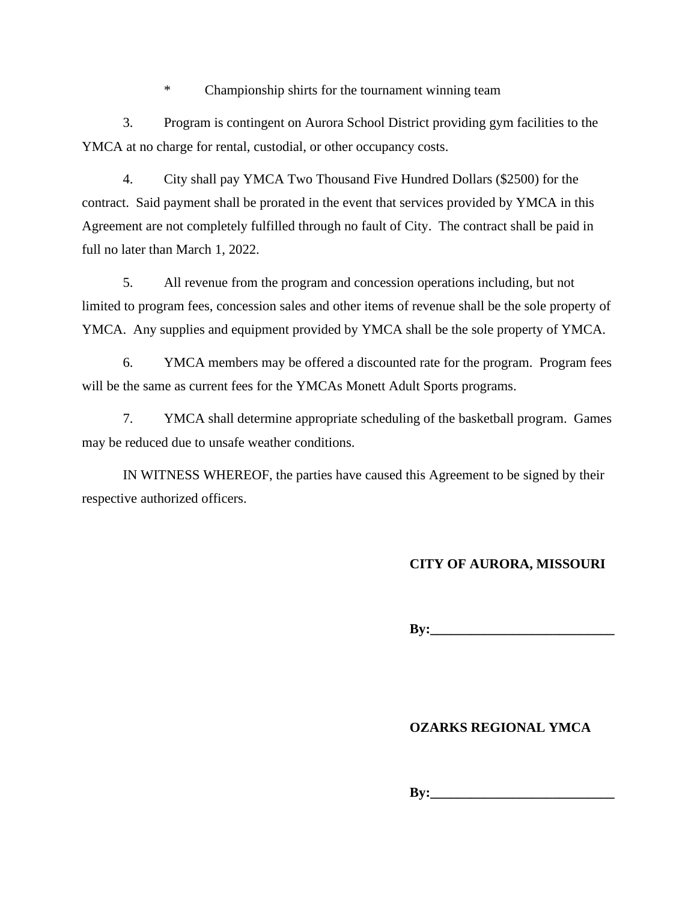- Championship shirts for the tournament winning team

3. Program is contingent on Aurora School District providing gym facilities to the YMCA at no charge for rental, custodial, or other occupancy costs.

4. City shall pay YMCA Two Thousand Five Hundred Dollars ($2500) for the contract. Said payment shall be prorated in the event that services provided by YMCA in this Agreement are not completely fulfilled through no fault of City. The contract shall be paid in full no later than March 1, 2022.

5. All revenue from the program and concession operations including, but not limited to program fees, concession sales and other items of revenue shall be the sole property of YMCA. Any supplies and equipment provided by YMCA shall be the sole property of YMCA.

6. YMCA members may be offered a discounted rate for the program. Program fees will be the same as current fees for the YMCAs Monett Adult Sports programs.

7. YMCA shall determine appropriate scheduling of the basketball program. Games may be reduced due to unsafe weather conditions.

IN WITNESS WHEREOF, the parties have caused this Agreement to be signed by their respective authorized officers.

**CITY OF AURORA, MISSOURI**

**By:___________________________**

**OZARKS REGIONAL YMCA**

**By:___________________________**